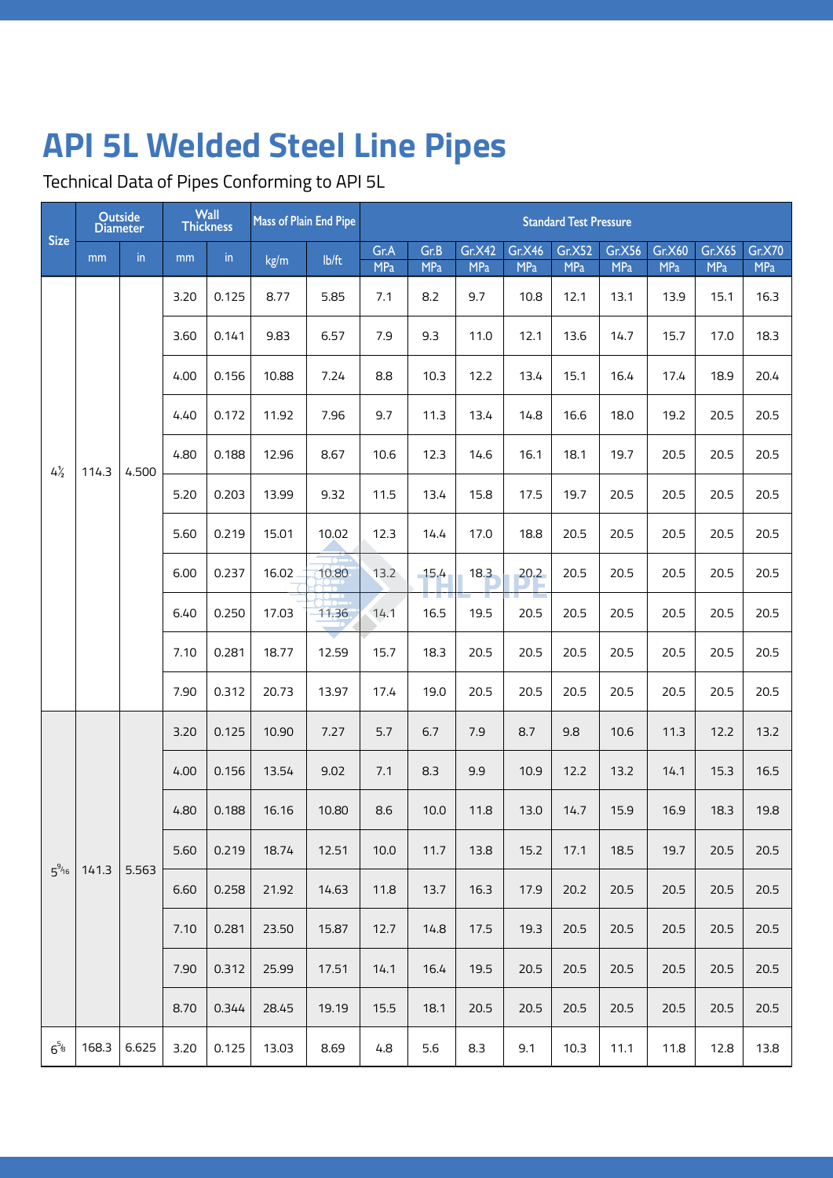# API 5L Welded Steel Line Pipes

Technical Data of Pipes Conforming to API 5L

| Size | Outside Diameter | | Wall Thickness | | Mass of Plain End Pipe | | Standard Test Pressure | | | | | | | | |
|---|---|---|---|---|---|---|---|---|---|---|---|---|---|---|---|
| | mm | in | mm | in | kg/m | lb/ft | Gr.A MPa | Gr.B MPa | Gr.X42 MPa | Gr.X46 MPa | Gr.X52 MPa | Gr.X56 MPa | Gr.X60 MPa | Gr.X65 MPa | Gr.X70 MPa |
| 4½ | 114.3 | 4.500 | 3.20 | 0.125 | 8.77 | 5.85 | 7.1 | 8.2 | 9.7 | 10.8 | 12.1 | 13.1 | 13.9 | 15.1 | 16.3 |
| | | | 3.60 | 0.141 | 9.83 | 6.57 | 7.9 | 9.3 | 11.0 | 12.1 | 13.6 | 14.7 | 15.7 | 17.0 | 18.3 |
| | | | 4.00 | 0.156 | 10.88 | 7.24 | 8.8 | 10.3 | 12.2 | 13.4 | 15.1 | 16.4 | 17.4 | 18.9 | 20.4 |
| | | | 4.40 | 0.172 | 11.92 | 7.96 | 9.7 | 11.3 | 13.4 | 14.8 | 16.6 | 18.0 | 19.2 | 20.5 | 20.5 |
| | | | 4.80 | 0.188 | 12.96 | 8.67 | 10.6 | 12.3 | 14.6 | 16.1 | 18.1 | 19.7 | 20.5 | 20.5 | 20.5 |
| | | | 5.20 | 0.203 | 13.99 | 9.32 | 11.5 | 13.4 | 15.8 | 17.5 | 19.7 | 20.5 | 20.5 | 20.5 | 20.5 |
| | | | 5.60 | 0.219 | 15.01 | 10.02 | 12.3 | 14.4 | 17.0 | 18.8 | 20.5 | 20.5 | 20.5 | 20.5 | 20.5 |
| | | | 6.00 | 0.237 | 16.02 | 10.80 | 13.2 | 15.4 | 18.3 | 20.2 | 20.5 | 20.5 | 20.5 | 20.5 | 20.5 |
| | | | 6.40 | 0.250 | 17.03 | 11.36 | 14.1 | 16.5 | 19.5 | 20.5 | 20.5 | 20.5 | 20.5 | 20.5 | 20.5 |
| | | | 7.10 | 0.281 | 18.77 | 12.59 | 15.7 | 18.3 | 20.5 | 20.5 | 20.5 | 20.5 | 20.5 | 20.5 | 20.5 |
| | | | 7.90 | 0.312 | 20.73 | 13.97 | 17.4 | 19.0 | 20.5 | 20.5 | 20.5 | 20.5 | 20.5 | 20.5 | 20.5 |
| 5 9/16 | 141.3 | 5.563 | 3.20 | 0.125 | 10.90 | 7.27 | 5.7 | 6.7 | 7.9 | 8.7 | 9.8 | 10.6 | 11.3 | 12.2 | 13.2 |
| | | | 4.00 | 0.156 | 13.54 | 9.02 | 7.1 | 8.3 | 9.9 | 10.9 | 12.2 | 13.2 | 14.1 | 15.3 | 16.5 |
| | | | 4.80 | 0.188 | 16.16 | 10.80 | 8.6 | 10.0 | 11.8 | 13.0 | 14.7 | 15.9 | 16.9 | 18.3 | 19.8 |
| | | | 5.60 | 0.219 | 18.74 | 12.51 | 10.0 | 11.7 | 13.8 | 15.2 | 17.1 | 18.5 | 19.7 | 20.5 | 20.5 |
| | | | 6.60 | 0.258 | 21.92 | 14.63 | 11.8 | 13.7 | 16.3 | 17.9 | 20.2 | 20.5 | 20.5 | 20.5 | 20.5 |
| | | | 7.10 | 0.281 | 23.50 | 15.87 | 12.7 | 14.8 | 17.5 | 19.3 | 20.5 | 20.5 | 20.5 | 20.5 | 20.5 |
| | | | 7.90 | 0.312 | 25.99 | 17.51 | 14.1 | 16.4 | 19.5 | 20.5 | 20.5 | 20.5 | 20.5 | 20.5 | 20.5 |
| | | | 8.70 | 0.344 | 28.45 | 19.19 | 15.5 | 18.1 | 20.5 | 20.5 | 20.5 | 20.5 | 20.5 | 20.5 | 20.5 |
| 6 5/8 | 168.3 | 6.625 | 3.20 | 0.125 | 13.03 | 8.69 | 4.8 | 5.6 | 8.3 | 9.1 | 10.3 | 11.1 | 11.8 | 12.8 | 13.8 |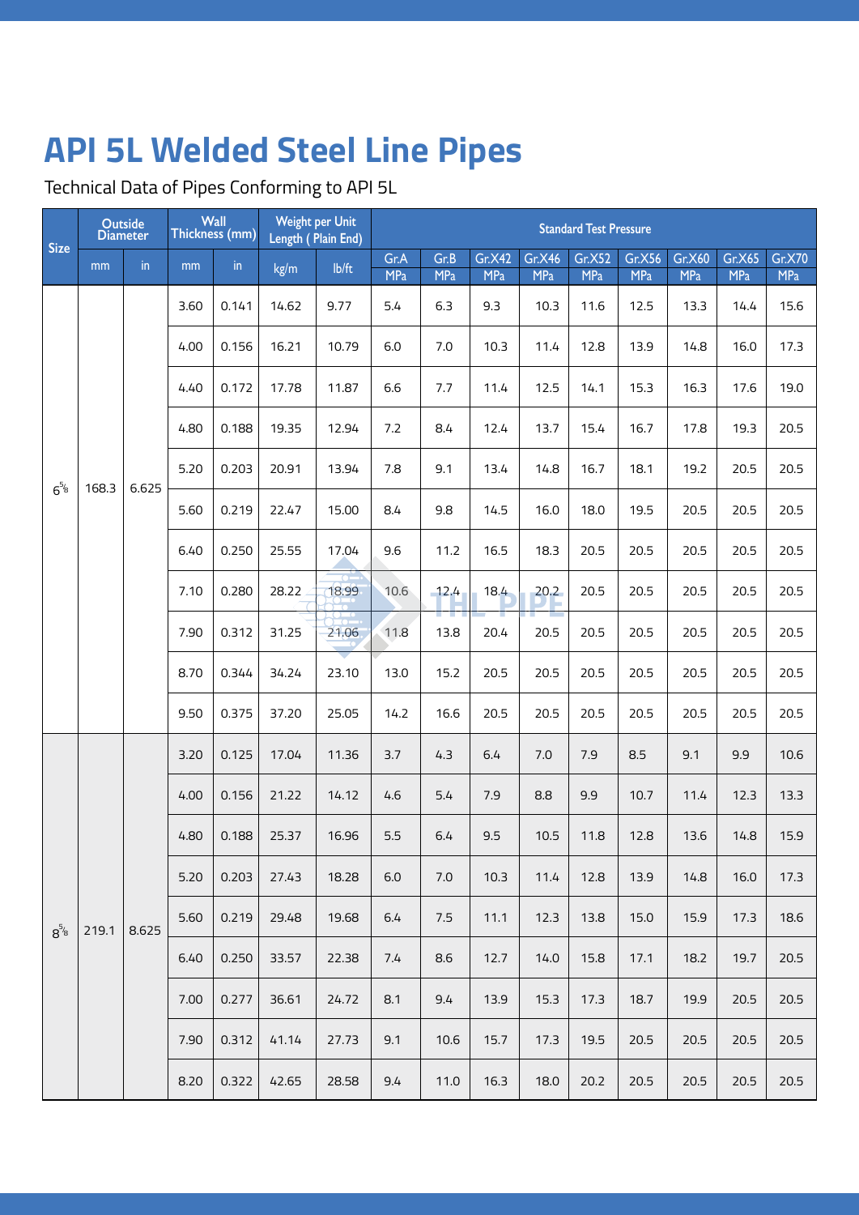# API 5L Welded Steel Line Pipes

Technical Data of Pipes Conforming to API 5L

| Size | Outside Diameter | | Wall Thickness (mm) | | Weight per Unit Length ( Plain End) | | Standard Test Pressure | | | | | | | | |
|---|---|---|---|---|---|---|---|---|---|---|---|---|---|---|---|
| | mm | in | mm | in | kg/m | lb/ft | Gr.A MPa | Gr.B MPa | Gr.X42 MPa | Gr.X46 MPa | Gr.X52 MPa | Gr.X56 MPa | Gr.X60 MPa | Gr.X65 MPa | Gr.X70 MPa |
| $6^{5/8}$ | 168.3 | 6.625 | 3.60 | 0.141 | 14.62 | 9.77 | 5.4 | 6.3 | 9.3 | 10.3 | 11.6 | 12.5 | 13.3 | 14.4 | 15.6 |
| | | | 4.00 | 0.156 | 16.21 | 10.79 | 6.0 | 7.0 | 10.3 | 11.4 | 12.8 | 13.9 | 14.8 | 16.0 | 17.3 |
| | | | 4.40 | 0.172 | 17.78 | 11.87 | 6.6 | 7.7 | 11.4 | 12.5 | 14.1 | 15.3 | 16.3 | 17.6 | 19.0 |
| | | | 4.80 | 0.188 | 19.35 | 12.94 | 7.2 | 8.4 | 12.4 | 13.7 | 15.4 | 16.7 | 17.8 | 19.3 | 20.5 |
| | | | 5.20 | 0.203 | 20.91 | 13.94 | 7.8 | 9.1 | 13.4 | 14.8 | 16.7 | 18.1 | 19.2 | 20.5 | 20.5 |
| | | | 5.60 | 0.219 | 22.47 | 15.00 | 8.4 | 9.8 | 14.5 | 16.0 | 18.0 | 19.5 | 20.5 | 20.5 | 20.5 |
| | | | 6.40 | 0.250 | 25.55 | 17.04 | 9.6 | 11.2 | 16.5 | 18.3 | 20.5 | 20.5 | 20.5 | 20.5 | 20.5 |
| | | | 7.10 | 0.280 | 28.22 | 18.99 | 10.6 | 12.4 | 18.4 | 20.2 | 20.5 | 20.5 | 20.5 | 20.5 | 20.5 |
| | | | 7.90 | 0.312 | 31.25 | 21.06 | 11.8 | 13.8 | 20.4 | 20.5 | 20.5 | 20.5 | 20.5 | 20.5 | 20.5 |
| | | | 8.70 | 0.344 | 34.24 | 23.10 | 13.0 | 15.2 | 20.5 | 20.5 | 20.5 | 20.5 | 20.5 | 20.5 | 20.5 |
| | | | 9.50 | 0.375 | 37.20 | 25.05 | 14.2 | 16.6 | 20.5 | 20.5 | 20.5 | 20.5 | 20.5 | 20.5 | 20.5 |
| $8^{5/8}$ | 219.1 | 8.625 | 3.20 | 0.125 | 17.04 | 11.36 | 3.7 | 4.3 | 6.4 | 7.0 | 7.9 | 8.5 | 9.1 | 9.9 | 10.6 |
| | | | 4.00 | 0.156 | 21.22 | 14.12 | 4.6 | 5.4 | 7.9 | 8.8 | 9.9 | 10.7 | 11.4 | 12.3 | 13.3 |
| | | | 4.80 | 0.188 | 25.37 | 16.96 | 5.5 | 6.4 | 9.5 | 10.5 | 11.8 | 12.8 | 13.6 | 14.8 | 15.9 |
| | | | 5.20 | 0.203 | 27.43 | 18.28 | 6.0 | 7.0 | 10.3 | 11.4 | 12.8 | 13.9 | 14.8 | 16.0 | 17.3 |
| | | | 5.60 | 0.219 | 29.48 | 19.68 | 6.4 | 7.5 | 11.1 | 12.3 | 13.8 | 15.0 | 15.9 | 17.3 | 18.6 |
| | | | 6.40 | 0.250 | 33.57 | 22.38 | 7.4 | 8.6 | 12.7 | 14.0 | 15.8 | 17.1 | 18.2 | 19.7 | 20.5 |
| | | | 7.00 | 0.277 | 36.61 | 24.72 | 8.1 | 9.4 | 13.9 | 15.3 | 17.3 | 18.7 | 19.9 | 20.5 | 20.5 |
| | | | 7.90 | 0.312 | 41.14 | 27.73 | 9.1 | 10.6 | 15.7 | 17.3 | 19.5 | 20.5 | 20.5 | 20.5 | 20.5 |
| | | | 8.20 | 0.322 | 42.65 | 28.58 | 9.4 | 11.0 | 16.3 | 18.0 | 20.2 | 20.5 | 20.5 | 20.5 | 20.5 |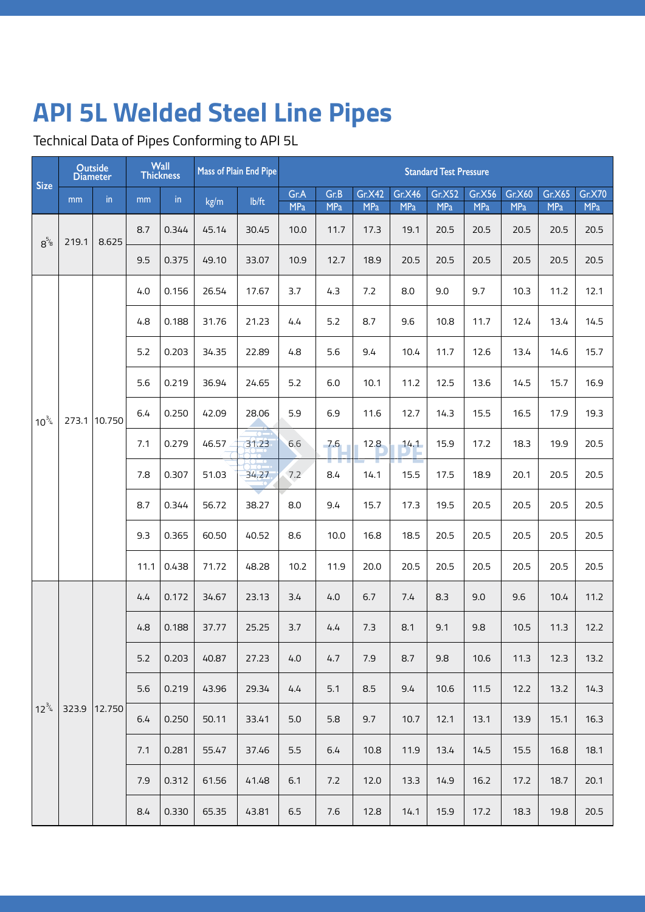# API 5L Welded Steel Line Pipes

Technical Data of Pipes Conforming to API 5L

| Size | Outside Diameter | | Wall Thickness | | Mass of Plain End Pipe | | Standard Test Pressure | | | | | | | | |
|---|---|---|---|---|---|---|---|---|---|---|---|---|---|---|---|
| | mm | in | mm | in | kg/m | lb/ft | Gr.A MPa | Gr.B MPa | Gr.X42 MPa | Gr.X46 MPa | Gr.X52 MPa | Gr.X56 MPa | Gr.X60 MPa | Gr.X65 MPa | Gr.X70 MPa |
| $8^{5/8}$ | 219.1 | 8.625 | 8.7 | 0.344 | 45.14 | 30.45 | 10.0 | 11.7 | 17.3 | 19.1 | 20.5 | 20.5 | 20.5 | 20.5 | 20.5 |
| | | | 9.5 | 0.375 | 49.10 | 33.07 | 10.9 | 12.7 | 18.9 | 20.5 | 20.5 | 20.5 | 20.5 | 20.5 | 20.5 |
| $10^{3/4}$ | 273.1 | 10.750 | 4.0 | 0.156 | 26.54 | 17.67 | 3.7 | 4.3 | 7.2 | 8.0 | 9.0 | 9.7 | 10.3 | 11.2 | 12.1 |
| | | | 4.8 | 0.188 | 31.76 | 21.23 | 4.4 | 5.2 | 8.7 | 9.6 | 10.8 | 11.7 | 12.4 | 13.4 | 14.5 |
| | | | 5.2 | 0.203 | 34.35 | 22.89 | 4.8 | 5.6 | 9.4 | 10.4 | 11.7 | 12.6 | 13.4 | 14.6 | 15.7 |
| | | | 5.6 | 0.219 | 36.94 | 24.65 | 5.2 | 6.0 | 10.1 | 11.2 | 12.5 | 13.6 | 14.5 | 15.7 | 16.9 |
| | | | 6.4 | 0.250 | 42.09 | 28.06 | 5.9 | 6.9 | 11.6 | 12.7 | 14.3 | 15.5 | 16.5 | 17.9 | 19.3 |
| | | | 7.1 | 0.279 | 46.57 | 31.23 | 6.6 | 7.6 | 12.8 | 14.1 | 15.9 | 17.2 | 18.3 | 19.9 | 20.5 |
| | | | 7.8 | 0.307 | 51.03 | 34.27 | 7.2 | 8.4 | 14.1 | 15.5 | 17.5 | 18.9 | 20.1 | 20.5 | 20.5 |
| | | | 8.7 | 0.344 | 56.72 | 38.27 | 8.0 | 9.4 | 15.7 | 17.3 | 19.5 | 20.5 | 20.5 | 20.5 | 20.5 |
| | | | 9.3 | 0.365 | 60.50 | 40.52 | 8.6 | 10.0 | 16.8 | 18.5 | 20.5 | 20.5 | 20.5 | 20.5 | 20.5 |
| | | | 11.1 | 0.438 | 71.72 | 48.28 | 10.2 | 11.9 | 20.0 | 20.5 | 20.5 | 20.5 | 20.5 | 20.5 | 20.5 |
| $12^{3/4}$ | 323.9 | 12.750 | 4.4 | 0.172 | 34.67 | 23.13 | 3.4 | 4.0 | 6.7 | 7.4 | 8.3 | 9.0 | 9.6 | 10.4 | 11.2 |
| | | | 4.8 | 0.188 | 37.77 | 25.25 | 3.7 | 4.4 | 7.3 | 8.1 | 9.1 | 9.8 | 10.5 | 11.3 | 12.2 |
| | | | 5.2 | 0.203 | 40.87 | 27.23 | 4.0 | 4.7 | 7.9 | 8.7 | 9.8 | 10.6 | 11.3 | 12.3 | 13.2 |
| | | | 5.6 | 0.219 | 43.96 | 29.34 | 4.4 | 5.1 | 8.5 | 9.4 | 10.6 | 11.5 | 12.2 | 13.2 | 14.3 |
| | | | 6.4 | 0.250 | 50.11 | 33.41 | 5.0 | 5.8 | 9.7 | 10.7 | 12.1 | 13.1 | 13.9 | 15.1 | 16.3 |
| | | | 7.1 | 0.281 | 55.47 | 37.46 | 5.5 | 6.4 | 10.8 | 11.9 | 13.4 | 14.5 | 15.5 | 16.8 | 18.1 |
| | | | 7.9 | 0.312 | 61.56 | 41.48 | 6.1 | 7.2 | 12.0 | 13.3 | 14.9 | 16.2 | 17.2 | 18.7 | 20.1 |
| | | | 8.4 | 0.330 | 65.35 | 43.81 | 6.5 | 7.6 | 12.8 | 14.1 | 15.9 | 17.2 | 18.3 | 19.8 | 20.5 |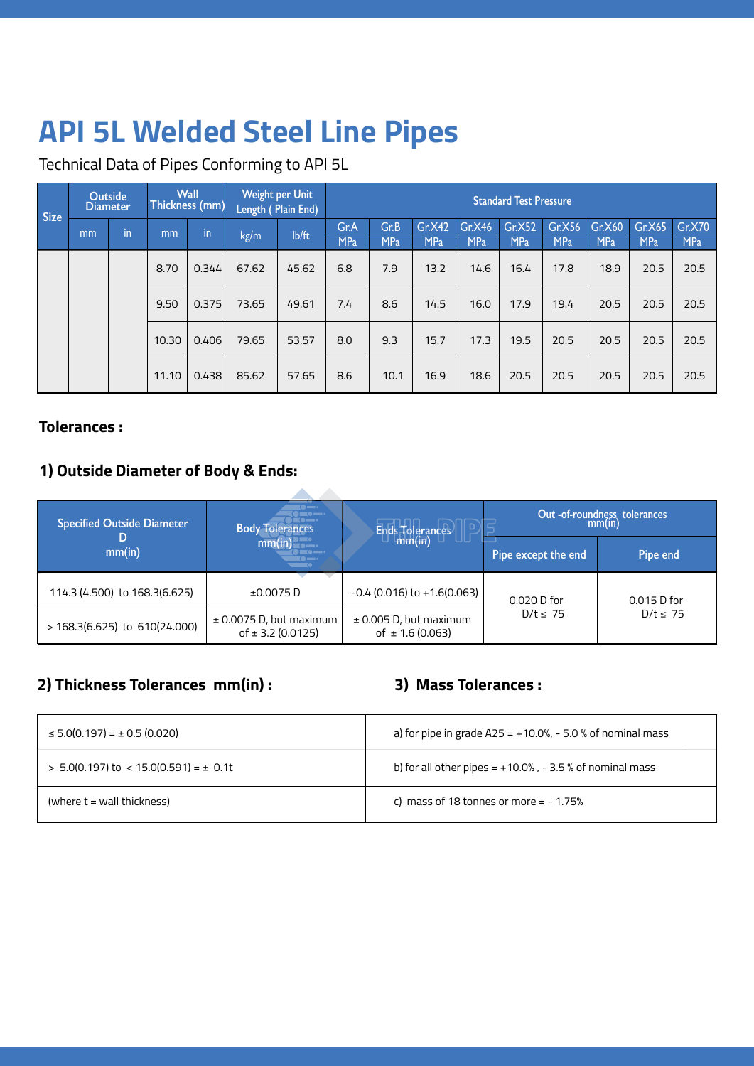# API 5L Welded Steel Line Pipes

Technical Data of Pipes Conforming to API 5L

| Size | Outside Diameter | | Wall Thickness (mm) | | Weight per Unit Length ( Plain End) | | Standard Test Pressure | | | | | | | | |
|---|---|---|---|---|---|---|---|---|---|---|---|---|---|---|---|
| | mm | in | mm | in | kg/m | lb/ft | Gr.A MPa | Gr.B MPa | Gr.X42 MPa | Gr.X46 MPa | Gr.X52 MPa | Gr.X56 MPa | Gr.X60 MPa | Gr.X65 MPa | Gr.X70 MPa |
| | | | 8.70 | 0.344 | 67.62 | 45.62 | 6.8 | 7.9 | 13.2 | 14.6 | 16.4 | 17.8 | 18.9 | 20.5 | 20.5 |
| | | | 9.50 | 0.375 | 73.65 | 49.61 | 7.4 | 8.6 | 14.5 | 16.0 | 17.9 | 19.4 | 20.5 | 20.5 | 20.5 |
| | | | 10.30 | 0.406 | 79.65 | 53.57 | 8.0 | 9.3 | 15.7 | 17.3 | 19.5 | 20.5 | 20.5 | 20.5 | 20.5 |
| | | | 11.10 | 0.438 | 85.62 | 57.65 | 8.6 | 10.1 | 16.9 | 18.6 | 20.5 | 20.5 | 20.5 | 20.5 | 20.5 |

**Tolerances :**

## 1) Outside Diameter of Body & Ends:

| Specified Outside Diameter D mm(in) | Body Tolerances mm(in) | Ends Tolerances mm(in) | Out -of-roundness tolerances mm(in) | |
|---|---|---|---|---|
| | | | Pipe except the end | Pipe end |
| 114.3 (4.500) to 168.3(6.625) | ±0.0075 D | -0.4 (0.016) to +1.6(0.063) | 0.020 D for D/t ≤ 75 | 0.015 D for D/t ≤ 75 |
| > 168.3(6.625) to 610(24.000) | ± 0.0075 D, but maximum of ± 3.2 (0.0125) | ± 0.005 D, but maximum of ± 1.6 (0.063) | | |

## 2) Thickness Tolerances mm(in) :

| |
|---|
| ≤ 5.0(0.197) = ± 0.5 (0.020) |
| > 5.0(0.197) to < 15.0(0.591) = ± 0.1t |
| (where t = wall thickness) |

## 3) Mass Tolerances :

| |
|---|
| a) for pipe in grade A25 = +10.0%, - 5.0 % of nominal mass |
| b) for all other pipes = +10.0% , - 3.5 % of nominal mass |
| c) mass of 18 tonnes or more = - 1.75% |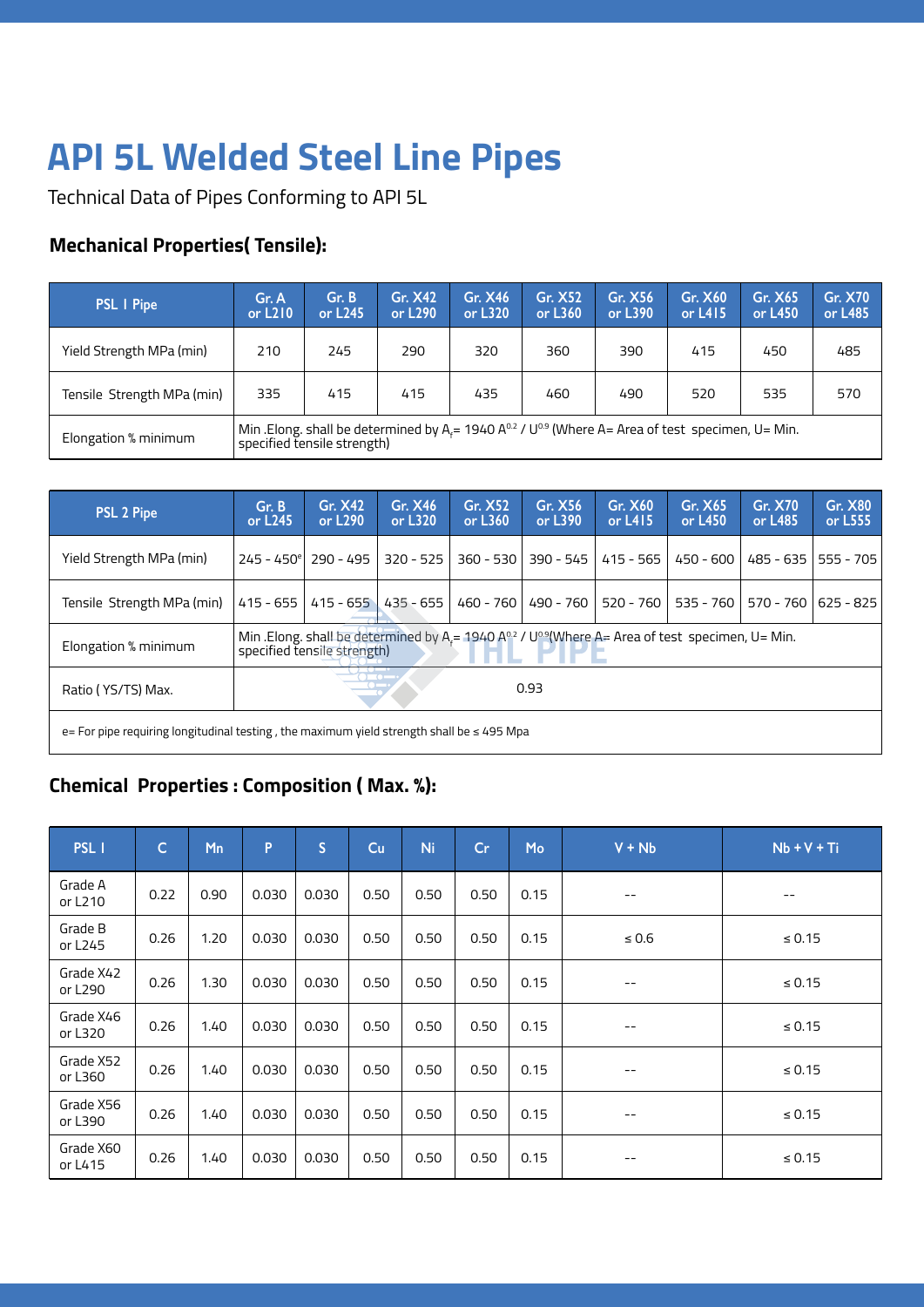# API 5L Welded Steel Line Pipes

Technical Data of Pipes Conforming to API 5L

### Mechanical Properties( Tensile):

| PSL I Pipe | Gr. A or L210 | Gr. B or L245 | Gr. X42 or L290 | Gr. X46 or L320 | Gr. X52 or L360 | Gr. X56 or L390 | Gr. X60 or L415 | Gr. X65 or L450 | Gr. X70 or L485 |
|---|---|---|---|---|---|---|---|---|---|
| Yield Strength MPa (min) | 210 | 245 | 290 | 320 | 360 | 390 | 415 | 450 | 485 |
| Tensile Strength MPa (min) | 335 | 415 | 415 | 435 | 460 | 490 | 520 | 535 | 570 |
| Elongation % minimum | Min .Elong. shall be determined by $A_f$= 1940 $A^{0.2}$ / $U^{0.9}$ (Where A= Area of test specimen, U= Min. specified tensile strength) | | | | | | | | |

| PSL 2 Pipe | Gr. B or L245 | Gr. X42 or L290 | Gr. X46 or L320 | Gr. X52 or L360 | Gr. X56 or L390 | Gr. X60 or L415 | Gr. X65 or L450 | Gr. X70 or L485 | Gr. X80 or L555 |
|---|---|---|---|---|---|---|---|---|---|
| Yield Strength MPa (min) | 245 - 450[e] | 290 - 495 | 320 - 525 | 360 - 530 | 390 - 545 | 415 - 565 | 450 - 600 | 485 - 635 | 555 - 705 |
| Tensile Strength MPa (min) | 415 - 655 | 415 - 655 | 435 - 655 | 460 - 760 | 490 - 760 | 520 - 760 | 535 - 760 | 570 - 760 | 625 - 825 |
| Elongation % minimum | Min .Elong. shall be determined by $A_f$= 1940 $A^{0.2}$ / $U^{0.9}$(Where A= Area of test specimen, U= Min. specified tensile strength) | | | | | | | | |
| Ratio ( YS/TS) Max. | 0.93 | | | | | | | | |
| e= For pipe requiring longitudinal testing , the maximum yield strength shall be ≤ 495 Mpa | | | | | | | | | |

### Chemical Properties : Composition ( Max. %):

| PSL I | C | Mn | P | S | Cu | Ni | Cr | Mo | V + Nb | Nb + V + Ti |
|---|---|---|---|---|---|---|---|---|---|---|
| Grade A or L210 | 0.22 | 0.90 | 0.030 | 0.030 | 0.50 | 0.50 | 0.50 | 0.15 | -- | -- |
| Grade B or L245 | 0.26 | 1.20 | 0.030 | 0.030 | 0.50 | 0.50 | 0.50 | 0.15 | ≤ 0.6 | ≤ 0.15 |
| Grade X42 or L290 | 0.26 | 1.30 | 0.030 | 0.030 | 0.50 | 0.50 | 0.50 | 0.15 | -- | ≤ 0.15 |
| Grade X46 or L320 | 0.26 | 1.40 | 0.030 | 0.030 | 0.50 | 0.50 | 0.50 | 0.15 | -- | ≤ 0.15 |
| Grade X52 or L360 | 0.26 | 1.40 | 0.030 | 0.030 | 0.50 | 0.50 | 0.50 | 0.15 | -- | ≤ 0.15 |
| Grade X56 or L390 | 0.26 | 1.40 | 0.030 | 0.030 | 0.50 | 0.50 | 0.50 | 0.15 | -- | ≤ 0.15 |
| Grade X60 or L415 | 0.26 | 1.40 | 0.030 | 0.030 | 0.50 | 0.50 | 0.50 | 0.15 | -- | ≤ 0.15 |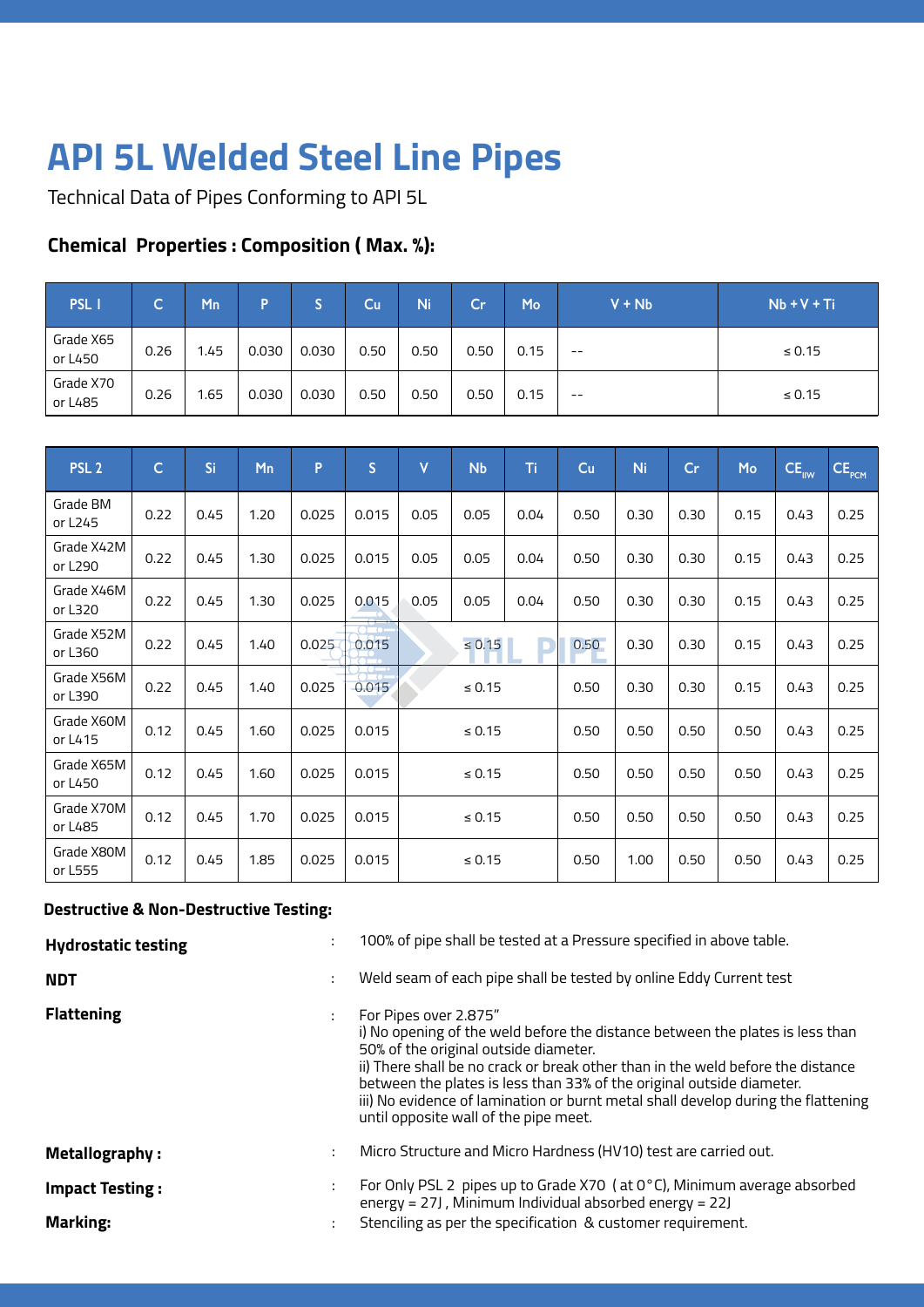# API 5L Welded Steel Line Pipes

Technical Data of Pipes Conforming to API 5L

### Chemical Properties : Composition ( Max. %):

| PSL I | C | Mn | P | S | Cu | Ni | Cr | Mo | V + Nb | Nb + V + Ti |
|---|---|---|---|---|---|---|---|---|---|---|
| Grade X65 or L450 | 0.26 | 1.45 | 0.030 | 0.030 | 0.50 | 0.50 | 0.50 | 0.15 | -- | ≤ 0.15 |
| Grade X70 or L485 | 0.26 | 1.65 | 0.030 | 0.030 | 0.50 | 0.50 | 0.50 | 0.15 | -- | ≤ 0.15 |

| PSL 2 | C | Si | Mn | P | S | V | Nb | Ti | Cu | Ni | Cr | Mo | $CE_{IIW}$ | $CE_{PCM}$ |
|---|---|---|---|---|---|---|---|---|---|---|---|---|---|---|
| Grade BM or L245 | 0.22 | 0.45 | 1.20 | 0.025 | 0.015 | 0.05 | 0.05 | 0.04 | 0.50 | 0.30 | 0.30 | 0.15 | 0.43 | 0.25 |
| Grade X42M or L290 | 0.22 | 0.45 | 1.30 | 0.025 | 0.015 | 0.05 | 0.05 | 0.04 | 0.50 | 0.30 | 0.30 | 0.15 | 0.43 | 0.25 |
| Grade X46M or L320 | 0.22 | 0.45 | 1.30 | 0.025 | 0.015 | 0.05 | 0.05 | 0.04 | 0.50 | 0.30 | 0.30 | 0.15 | 0.43 | 0.25 |
| Grade X52M or L360 | 0.22 | 0.45 | 1.40 | 0.025 | 0.015 | | ≤ 0.15 | | 0.50 | 0.30 | 0.30 | 0.15 | 0.43 | 0.25 |
| Grade X56M or L390 | 0.22 | 0.45 | 1.40 | 0.025 | 0.015 | | ≤ 0.15 | | 0.50 | 0.30 | 0.30 | 0.15 | 0.43 | 0.25 |
| Grade X60M or L415 | 0.12 | 0.45 | 1.60 | 0.025 | 0.015 | | ≤ 0.15 | | 0.50 | 0.50 | 0.50 | 0.50 | 0.43 | 0.25 |
| Grade X65M or L450 | 0.12 | 0.45 | 1.60 | 0.025 | 0.015 | | ≤ 0.15 | | 0.50 | 0.50 | 0.50 | 0.50 | 0.43 | 0.25 |
| Grade X70M or L485 | 0.12 | 0.45 | 1.70 | 0.025 | 0.015 | | ≤ 0.15 | | 0.50 | 0.50 | 0.50 | 0.50 | 0.43 | 0.25 |
| Grade X80M or L555 | 0.12 | 0.45 | 1.85 | 0.025 | 0.015 | | ≤ 0.15 | | 0.50 | 1.00 | 0.50 | 0.50 | 0.43 | 0.25 |

### Destructive & Non-Destructive Testing:

**Hydrostatic testing** : 100% of pipe shall be tested at a Pressure specified in above table.

**NDT** : Weld seam of each pipe shall be tested by online Eddy Current test

**Flattening** : For Pipes over 2.875"
i) No opening of the weld before the distance between the plates is less than 50% of the original outside diameter.
ii) There shall be no crack or break other than in the weld before the distance between the plates is less than 33% of the original outside diameter.
iii) No evidence of lamination or burnt metal shall develop during the flattening until opposite wall of the pipe meet.

**Metallography :** : Micro Structure and Micro Hardness (HV10) test are carried out.

**Impact Testing :** : For Only PSL 2 pipes up to Grade X70 ( at 0°C), Minimum average absorbed energy = 27J , Minimum Individual absorbed energy = 22J

**Marking:** : Stenciling as per the specification & customer requirement.